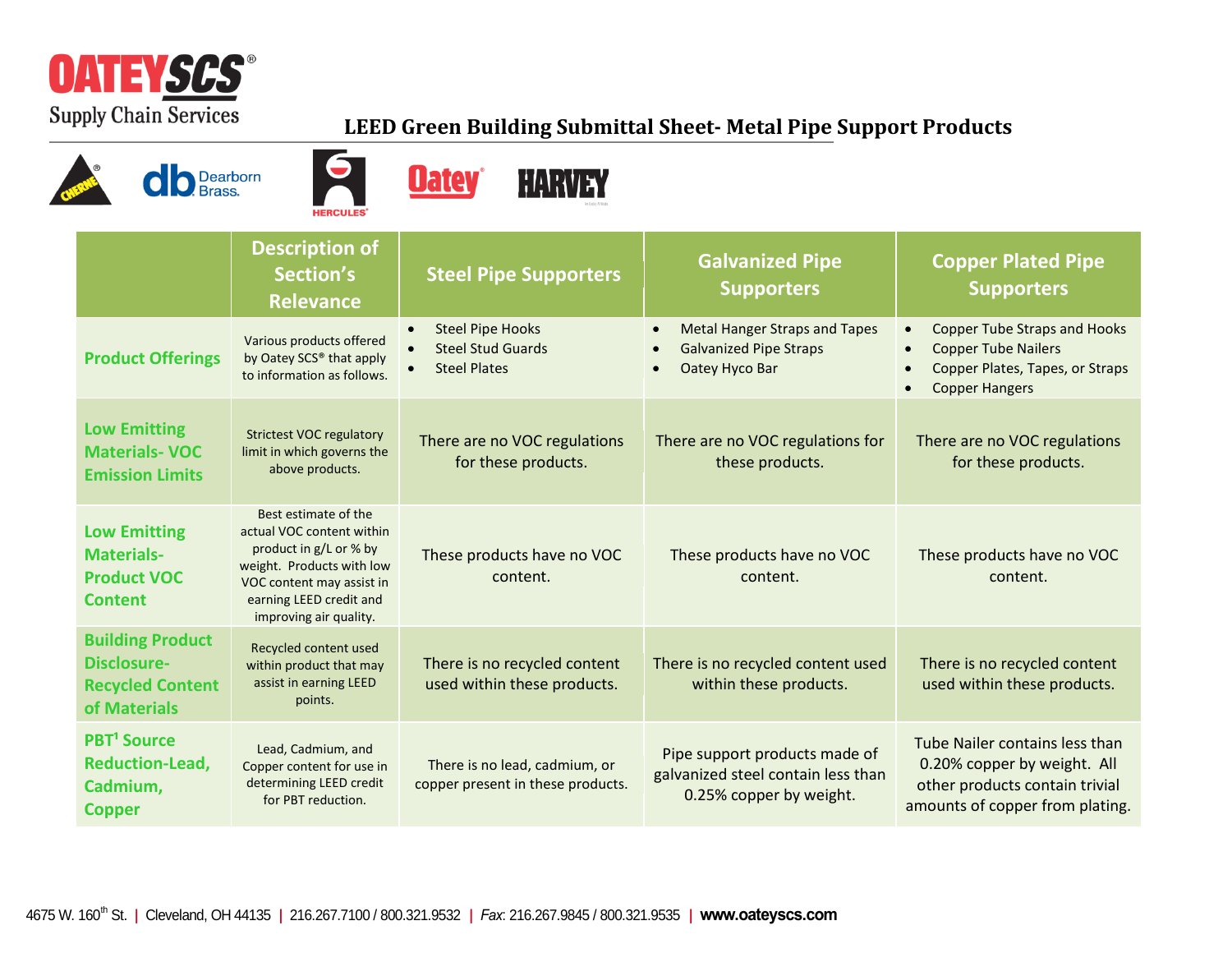OATEYSCS® Supply Chain Services

# LEED Green Building Submittal Sheet- Metal Pipe Support Products

| | Description of Section's Relevance | Steel Pipe Supporters | Galvanized Pipe Supporters | Copper Plated Pipe Supporters |
|---|---|---|---|---|
| **Product Offerings** | Various products offered by Oatey SCS® that apply to information as follows. | • Steel Pipe Hooks<br>• Steel Stud Guards<br>• Steel Plates | • Metal Hanger Straps and Tapes<br>• Galvanized Pipe Straps<br>• Oatey Hyco Bar | • Copper Tube Straps and Hooks<br>• Copper Tube Nailers<br>• Copper Plates, Tapes, or Straps<br>• Copper Hangers |
| **Low Emitting Materials- VOC Emission Limits** | Strictest VOC regulatory limit in which governs the above products. | There are no VOC regulations for these products. | There are no VOC regulations for these products. | There are no VOC regulations for these products. |
| **Low Emitting Materials- Product VOC Content** | Best estimate of the actual VOC content within product in g/L or % by weight. Products with low VOC content may assist in earning LEED credit and improving air quality. | These products have no VOC content. | These products have no VOC content. | These products have no VOC content. |
| **Building Product Disclosure- Recycled Content of Materials** | Recycled content used within product that may assist in earning LEED points. | There is no recycled content used within these products. | There is no recycled content used within these products. | There is no recycled content used within these products. |
| **PBT[1] Source Reduction-Lead, Cadmium, Copper** | Lead, Cadmium, and Copper content for use in determining LEED credit for PBT reduction. | There is no lead, cadmium, or copper present in these products. | Pipe support products made of galvanized steel contain less than 0.25% copper by weight. | Tube Nailer contains less than 0.20% copper by weight. All other products contain trivial amounts of copper from plating. |

4675 W. 160th St. | Cleveland, OH 44135 | 216.267.7100 / 800.321.9532 | *Fax*: 216.267.9845 / 800.321.9535 | **www.oateyscs.com**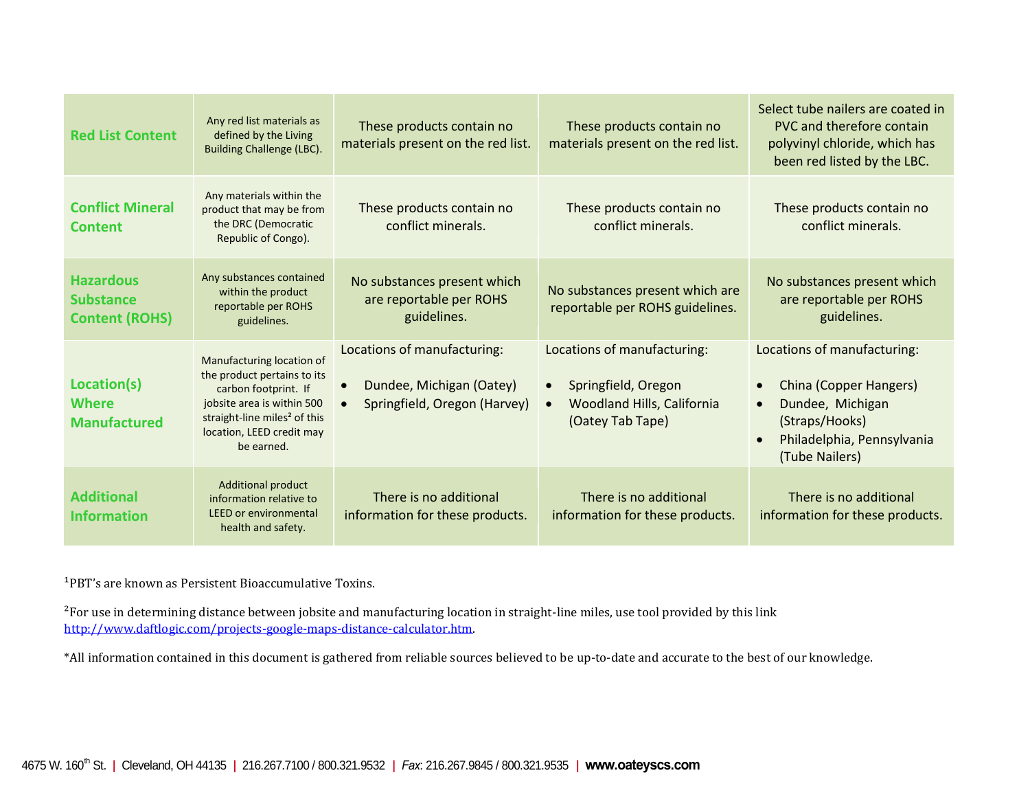| | | | | |
|---|---|---|---|---|
| **Red List Content** | Any red list materials as defined by the Living Building Challenge (LBC). | These products contain no materials present on the red list. | These products contain no materials present on the red list. | Select tube nailers are coated in PVC and therefore contain polyvinyl chloride, which has been red listed by the LBC. |
| **Conflict Mineral Content** | Any materials within the product that may be from the DRC (Democratic Republic of Congo). | These products contain no conflict minerals. | These products contain no conflict minerals. | These products contain no conflict minerals. |
| **Hazardous Substance Content (ROHS)** | Any substances contained within the product reportable per ROHS guidelines. | No substances present which are reportable per ROHS guidelines. | No substances present which are reportable per ROHS guidelines. | No substances present which are reportable per ROHS guidelines. |
| **Location(s) Where Manufactured** | Manufacturing location of the product pertains to its carbon footprint. If jobsite area is within 500 straight-line miles[2] of this location, LEED credit may be earned. | Locations of manufacturing: <br>• Dundee, Michigan (Oatey)<br>• Springfield, Oregon (Harvey) | Locations of manufacturing: <br>• Springfield, Oregon<br>• Woodland Hills, California (Oatey Tab Tape) | Locations of manufacturing: <br>• China (Copper Hangers)<br>• Dundee, Michigan (Straps/Hooks)<br>• Philadelphia, Pennsylvania (Tube Nailers) |
| **Additional Information** | Additional product information relative to LEED or environmental health and safety. | There is no additional information for these products. | There is no additional information for these products. | There is no additional information for these products. |

[1]PBT's are known as Persistent Bioaccumulative Toxins.

[2]For use in determining distance between jobsite and manufacturing location in straight-line miles, use tool provided by this link http://www.daftlogic.com/projects-google-maps-distance-calculator.htm.

*All information contained in this document is gathered from reliable sources believed to be up-to-date and accurate to the best of our knowledge.

4675 W. 160th St. | Cleveland, OH 44135 | 216.267.7100 / 800.321.9532 | *Fax*: 216.267.9845 / 800.321.9535 | **www.oateyscs.com**